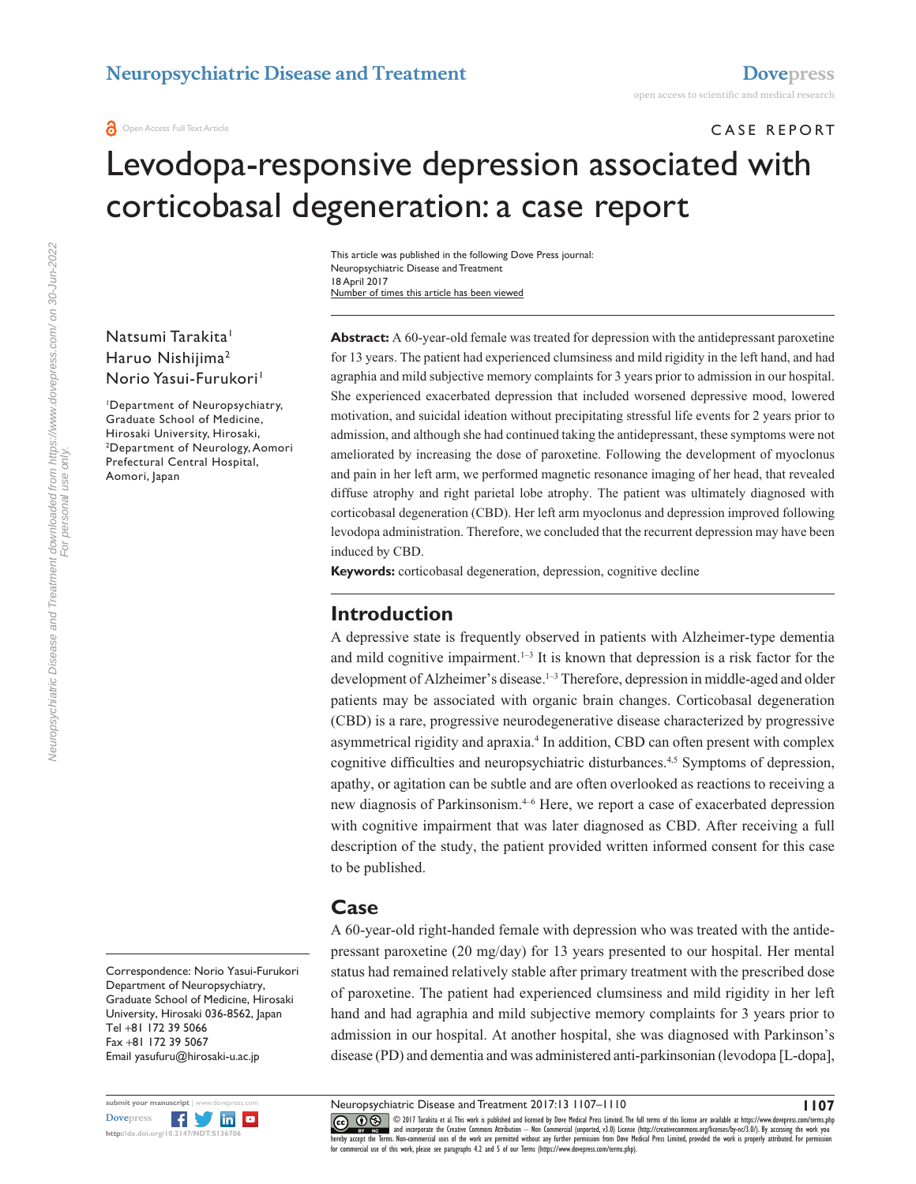CASE REPORT

# Levodopa-responsive depression associated with corticobasal degeneration: a case report

This article was published in the following Dove Press journal:
Neuropsychiatric Disease and Treatment
18 April 2017
Number of times this article has been viewed

Natsumi Tarakita[1]
Haruo Nishijima[2]
Norio Yasui-Furukori[1]

[1]Department of Neuropsychiatry, Graduate School of Medicine, Hirosaki University, Hirosaki, [2]Department of Neurology, Aomori Prefectural Central Hospital, Aomori, Japan

**Abstract:** A 60-year-old female was treated for depression with the antidepressant paroxetine for 13 years. The patient had experienced clumsiness and mild rigidity in the left hand, and had agraphia and mild subjective memory complaints for 3 years prior to admission in our hospital. She experienced exacerbated depression that included worsened depressive mood, lowered motivation, and suicidal ideation without precipitating stressful life events for 2 years prior to admission, and although she had continued taking the antidepressant, these symptoms were not ameliorated by increasing the dose of paroxetine. Following the development of myoclonus and pain in her left arm, we performed magnetic resonance imaging of her head, that revealed diffuse atrophy and right parietal lobe atrophy. The patient was ultimately diagnosed with corticobasal degeneration (CBD). Her left arm myoclonus and depression improved following levodopa administration. Therefore, we concluded that the recurrent depression may have been induced by CBD.

**Keywords:** corticobasal degeneration, depression, cognitive decline

## Introduction

A depressive state is frequently observed in patients with Alzheimer-type dementia and mild cognitive impairment.[1–3] It is known that depression is a risk factor for the development of Alzheimer's disease.[1–3] Therefore, depression in middle-aged and older patients may be associated with organic brain changes. Corticobasal degeneration (CBD) is a rare, progressive neurodegenerative disease characterized by progressive asymmetrical rigidity and apraxia.[4] In addition, CBD can often present with complex cognitive difficulties and neuropsychiatric disturbances.[4,5] Symptoms of depression, apathy, or agitation can be subtle and are often overlooked as reactions to receiving a new diagnosis of Parkinsonism.[4–6] Here, we report a case of exacerbated depression with cognitive impairment that was later diagnosed as CBD. After receiving a full description of the study, the patient provided written informed consent for this case to be published.

## Case

A 60-year-old right-handed female with depression who was treated with the antidepressant paroxetine (20 mg/day) for 13 years presented to our hospital. Her mental status had remained relatively stable after primary treatment with the prescribed dose of paroxetine. The patient had experienced clumsiness and mild rigidity in her left hand and had agraphia and mild subjective memory complaints for 3 years prior to admission in our hospital. At another hospital, she was diagnosed with Parkinson's disease (PD) and dementia and was administered anti-parkinsonian (levodopa [L-dopa],

Correspondence: Norio Yasui-Furukori
Department of Neuropsychiatry, Graduate School of Medicine, Hirosaki University, Hirosaki 036-8562, Japan
Tel +81 172 39 5066
Fax +81 172 39 5067
Email yasufuru@hirosaki-u.ac.jp

© 2017 Tarakita et al. This work is published and licensed by Dove Medical Press Limited. The full terms of this license are available at https://www.dovepress.com/terms.php and incorporate the Creative Commons Attribution – Non Commercial (unported, v3.0) License (http://creativecommons.org/licenses/by-nc/3.0/). By accessing the work you hereby accept the Terms. Non-commercial uses of the work are permitted without any further permission from Dove Medical Press Limited, provided the work is properly attributed. For permission for commercial use of this work, please see paragraphs 4.2 and 5 of our Terms (https://www.dovepress.com/terms.php).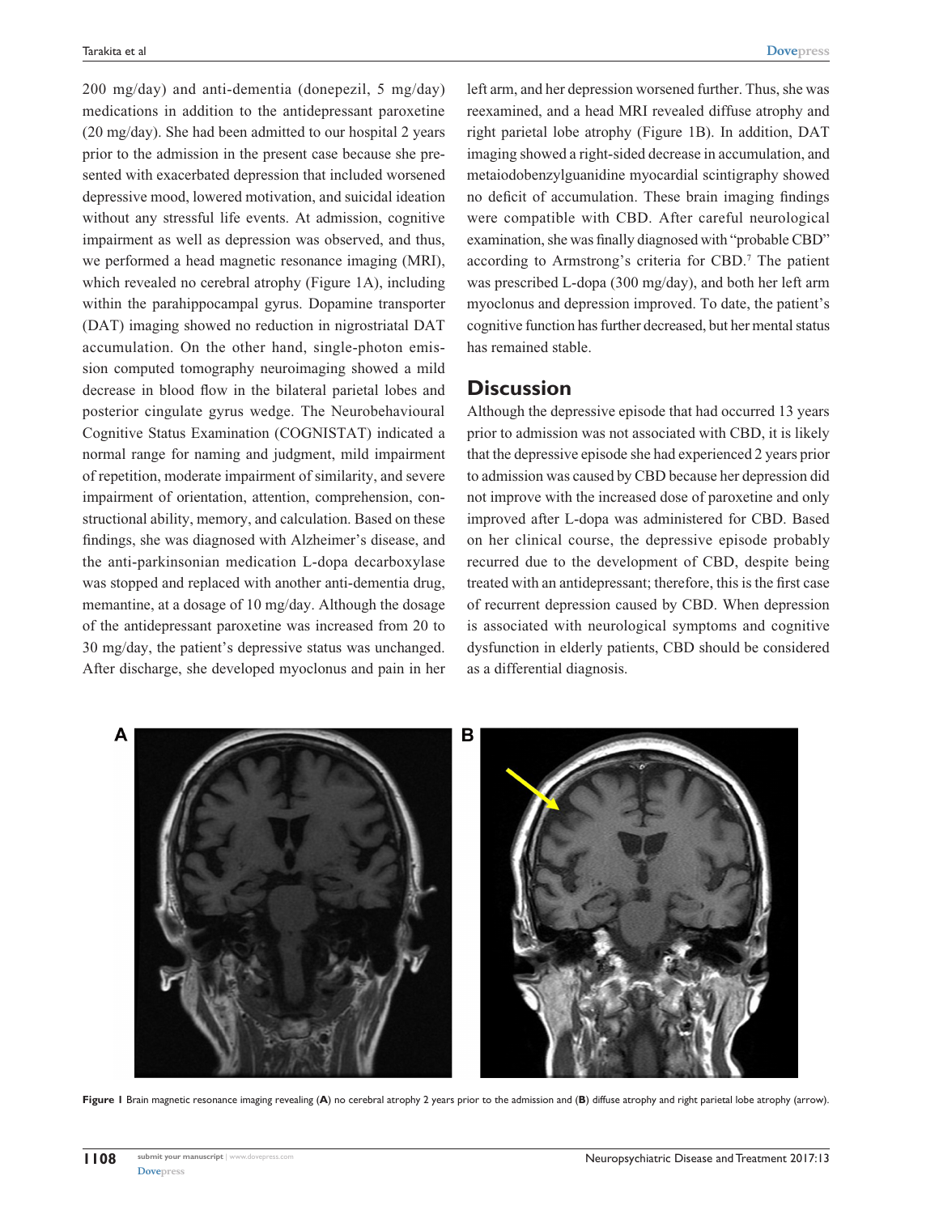200 mg/day) and anti-dementia (donepezil, 5 mg/day) medications in addition to the antidepressant paroxetine (20 mg/day). She had been admitted to our hospital 2 years prior to the admission in the present case because she presented with exacerbated depression that included worsened depressive mood, lowered motivation, and suicidal ideation without any stressful life events. At admission, cognitive impairment as well as depression was observed, and thus, we performed a head magnetic resonance imaging (MRI), which revealed no cerebral atrophy (Figure 1A), including within the parahippocampal gyrus. Dopamine transporter (DAT) imaging showed no reduction in nigrostriatal DAT accumulation. On the other hand, single-photon emission computed tomography neuroimaging showed a mild decrease in blood flow in the bilateral parietal lobes and posterior cingulate gyrus wedge. The Neurobehavioural Cognitive Status Examination (COGNISTAT) indicated a normal range for naming and judgment, mild impairment of repetition, moderate impairment of similarity, and severe impairment of orientation, attention, comprehension, constructional ability, memory, and calculation. Based on these findings, she was diagnosed with Alzheimer's disease, and the anti-parkinsonian medication L-dopa decarboxylase was stopped and replaced with another anti-dementia drug, memantine, at a dosage of 10 mg/day. Although the dosage of the antidepressant paroxetine was increased from 20 to 30 mg/day, the patient's depressive status was unchanged. After discharge, she developed myoclonus and pain in her left arm, and her depression worsened further. Thus, she was reexamined, and a head MRI revealed diffuse atrophy and right parietal lobe atrophy (Figure 1B). In addition, DAT imaging showed a right-sided decrease in accumulation, and metaiodobenzylguanidine myocardial scintigraphy showed no deficit of accumulation. These brain imaging findings were compatible with CBD. After careful neurological examination, she was finally diagnosed with "probable CBD" according to Armstrong's criteria for CBD.[7] The patient was prescribed L-dopa (300 mg/day), and both her left arm myoclonus and depression improved. To date, the patient's cognitive function has further decreased, but her mental status has remained stable.

## Discussion

Although the depressive episode that had occurred 13 years prior to admission was not associated with CBD, it is likely that the depressive episode she had experienced 2 years prior to admission was caused by CBD because her depression did not improve with the increased dose of paroxetine and only improved after L-dopa was administered for CBD. Based on her clinical course, the depressive episode probably recurred due to the development of CBD, despite being treated with an antidepressant; therefore, this is the first case of recurrent depression caused by CBD. When depression is associated with neurological symptoms and cognitive dysfunction in elderly patients, CBD should be considered as a differential diagnosis.

**Figure 1** Brain magnetic resonance imaging revealing (**A**) no cerebral atrophy 2 years prior to the admission and (**B**) diffuse atrophy and right parietal lobe atrophy (arrow).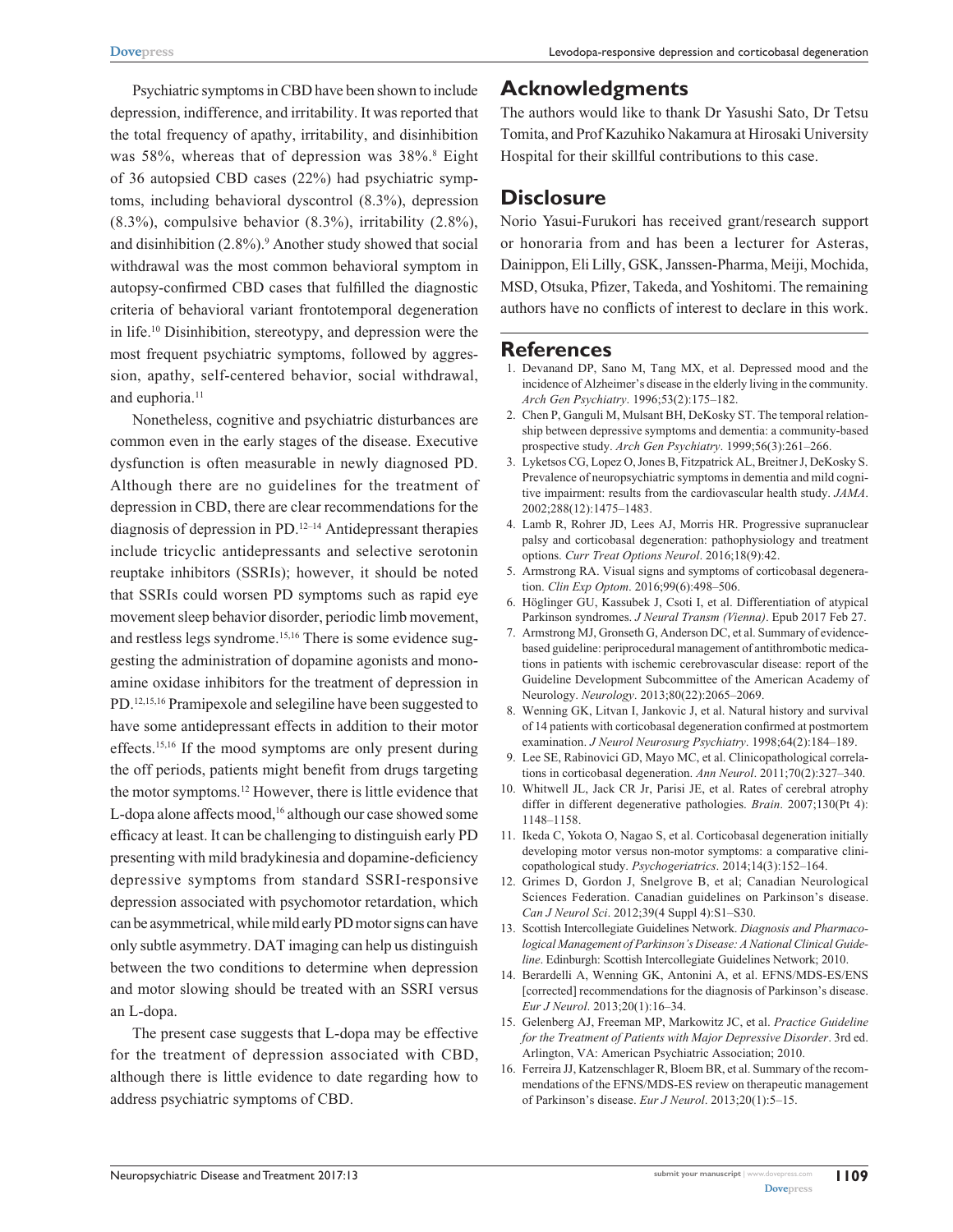Psychiatric symptoms in CBD have been shown to include depression, indifference, and irritability. It was reported that the total frequency of apathy, irritability, and disinhibition was 58%, whereas that of depression was 38%.[8] Eight of 36 autopsied CBD cases (22%) had psychiatric symptoms, including behavioral dyscontrol (8.3%), depression (8.3%), compulsive behavior (8.3%), irritability (2.8%), and disinhibition (2.8%).[9] Another study showed that social withdrawal was the most common behavioral symptom in autopsy-confirmed CBD cases that fulfilled the diagnostic criteria of behavioral variant frontotemporal degeneration in life.[10] Disinhibition, stereotypy, and depression were the most frequent psychiatric symptoms, followed by aggression, apathy, self-centered behavior, social withdrawal, and euphoria.[11]

Nonetheless, cognitive and psychiatric disturbances are common even in the early stages of the disease. Executive dysfunction is often measurable in newly diagnosed PD. Although there are no guidelines for the treatment of depression in CBD, there are clear recommendations for the diagnosis of depression in PD.[12–14] Antidepressant therapies include tricyclic antidepressants and selective serotonin reuptake inhibitors (SSRIs); however, it should be noted that SSRIs could worsen PD symptoms such as rapid eye movement sleep behavior disorder, periodic limb movement, and restless legs syndrome.[15,16] There is some evidence suggesting the administration of dopamine agonists and monoamine oxidase inhibitors for the treatment of depression in PD.[12,15,16] Pramipexole and selegiline have been suggested to have some antidepressant effects in addition to their motor effects.[15,16] If the mood symptoms are only present during the off periods, patients might benefit from drugs targeting the motor symptoms.[12] However, there is little evidence that L-dopa alone affects mood,[16] although our case showed some efficacy at least. It can be challenging to distinguish early PD presenting with mild bradykinesia and dopamine-deficiency depressive symptoms from standard SSRI-responsive depression associated with psychomotor retardation, which can be asymmetrical, while mild early PD motor signs can have only subtle asymmetry. DAT imaging can help us distinguish between the two conditions to determine when depression and motor slowing should be treated with an SSRI versus an L-dopa.

The present case suggests that L-dopa may be effective for the treatment of depression associated with CBD, although there is little evidence to date regarding how to address psychiatric symptoms of CBD.

## Acknowledgments

The authors would like to thank Dr Yasushi Sato, Dr Tetsu Tomita, and Prof Kazuhiko Nakamura at Hirosaki University Hospital for their skillful contributions to this case.

## Disclosure

Norio Yasui-Furukori has received grant/research support or honoraria from and has been a lecturer for Asteras, Dainippon, Eli Lilly, GSK, Janssen-Pharma, Meiji, Mochida, MSD, Otsuka, Pfizer, Takeda, and Yoshitomi. The remaining authors have no conflicts of interest to declare in this work.

## References

1. Devanand DP, Sano M, Tang MX, et al. Depressed mood and the incidence of Alzheimer's disease in the elderly living in the community. *Arch Gen Psychiatry*. 1996;53(2):175–182.
2. Chen P, Ganguli M, Mulsant BH, DeKosky ST. The temporal relationship between depressive symptoms and dementia: a community-based prospective study. *Arch Gen Psychiatry*. 1999;56(3):261–266.
3. Lyketsos CG, Lopez O, Jones B, Fitzpatrick AL, Breitner J, DeKosky S. Prevalence of neuropsychiatric symptoms in dementia and mild cognitive impairment: results from the cardiovascular health study. *JAMA*. 2002;288(12):1475–1483.
4. Lamb R, Rohrer JD, Lees AJ, Morris HR. Progressive supranuclear palsy and corticobasal degeneration: pathophysiology and treatment options. *Curr Treat Options Neurol*. 2016;18(9):42.
5. Armstrong RA. Visual signs and symptoms of corticobasal degeneration. *Clin Exp Optom*. 2016;99(6):498–506.
6. Höglinger GU, Kassubek J, Csoti I, et al. Differentiation of atypical Parkinson syndromes. *J Neural Transm (Vienna)*. Epub 2017 Feb 27.
7. Armstrong MJ, Gronseth G, Anderson DC, et al. Summary of evidence-based guideline: periprocedural management of antithrombotic medications in patients with ischemic cerebrovascular disease: report of the Guideline Development Subcommittee of the American Academy of Neurology. *Neurology*. 2013;80(22):2065–2069.
8. Wenning GK, Litvan I, Jankovic J, et al. Natural history and survival of 14 patients with corticobasal degeneration confirmed at postmortem examination. *J Neurol Neurosurg Psychiatry*. 1998;64(2):184–189.
9. Lee SE, Rabinovici GD, Mayo MC, et al. Clinicopathological correlations in corticobasal degeneration. *Ann Neurol*. 2011;70(2):327–340.
10. Whitwell JL, Jack CR Jr, Parisi JE, et al. Rates of cerebral atrophy differ in different degenerative pathologies. *Brain*. 2007;130(Pt 4): 1148–1158.
11. Ikeda C, Yokota O, Nagao S, et al. Corticobasal degeneration initially developing motor versus non-motor symptoms: a comparative clinicopathological study. *Psychogeriatrics*. 2014;14(3):152–164.
12. Grimes D, Gordon J, Snelgrove B, et al; Canadian Neurological Sciences Federation. Canadian guidelines on Parkinson's disease. *Can J Neurol Sci*. 2012;39(4 Suppl 4):S1–S30.
13. Scottish Intercollegiate Guidelines Network. *Diagnosis and Pharmacological Management of Parkinson's Disease: A National Clinical Guideline*. Edinburgh: Scottish Intercollegiate Guidelines Network; 2010.
14. Berardelli A, Wenning GK, Antonini A, et al. EFNS/MDS-ES/ENS [corrected] recommendations for the diagnosis of Parkinson's disease. *Eur J Neurol*. 2013;20(1):16–34.
15. Gelenberg AJ, Freeman MP, Markowitz JC, et al. *Practice Guideline for the Treatment of Patients with Major Depressive Disorder*. 3rd ed. Arlington, VA: American Psychiatric Association; 2010.
16. Ferreira JJ, Katzenschlager R, Bloem BR, et al. Summary of the recommendations of the EFNS/MDS-ES review on therapeutic management of Parkinson's disease. *Eur J Neurol*. 2013;20(1):5–15.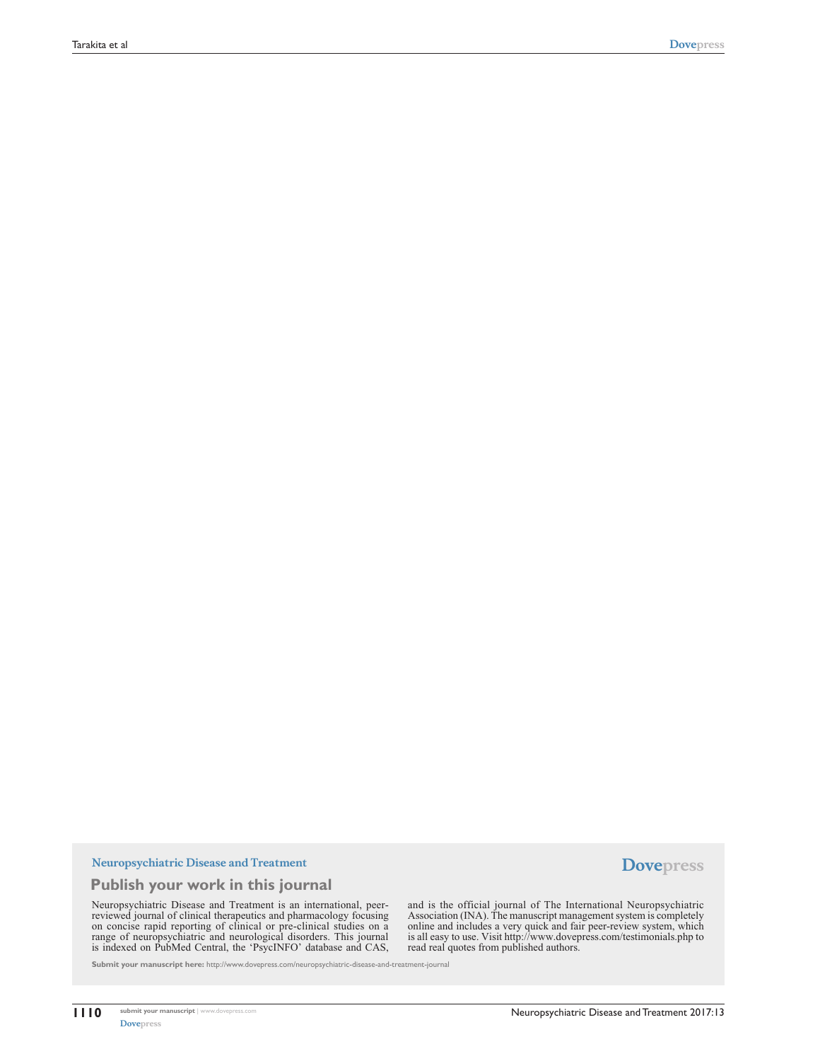**Neuropsychiatric Disease and Treatment**

**Dovepress**

## Publish your work in this journal

Neuropsychiatric Disease and Treatment is an international, peer-reviewed journal of clinical therapeutics and pharmacology focusing on concise rapid reporting of clinical or pre-clinical studies on a range of neuropsychiatric and neurological disorders. This journal is indexed on PubMed Central, the 'PsycINFO' database and CAS, and is the official journal of The International Neuropsychiatric Association (INA). The manuscript management system is completely online and includes a very quick and fair peer-review system, which is all easy to use. Visit http://www.dovepress.com/testimonials.php to read real quotes from published authors.

**Submit your manuscript here:** http://www.dovepress.com/neuropsychiatric-disease-and-treatment-journal